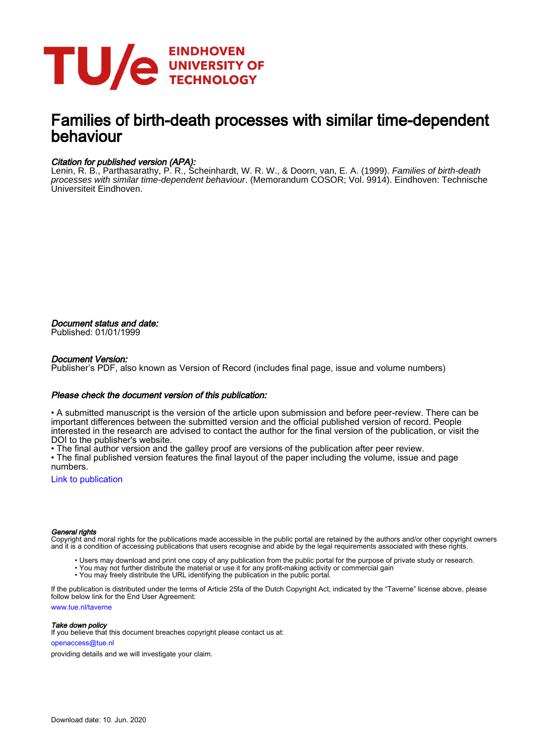EINDHOVEN UNIVERSITY OF TECHNOLOGY

# Families of birth-death processes with similar time-dependent behaviour

*Citation for published version (APA):*
Lenin, R. B., Parthasarathy, P. R., Scheinhardt, W. R. W., & Doorn, van, E. A. (1999). *Families of birth-death processes with similar time-dependent behaviour*. (Memorandum COSOR; Vol. 9914). Eindhoven: Technische Universiteit Eindhoven.

*Document status and date:*
Published: 01/01/1999

*Document Version:*
Publisher's PDF, also known as Version of Record (includes final page, issue and volume numbers)

*Please check the document version of this publication:*

• A submitted manuscript is the version of the article upon submission and before peer-review. There can be important differences between the submitted version and the official published version of record. People interested in the research are advised to contact the author for the final version of the publication, or visit the DOI to the publisher's website.
• The final author version and the galley proof are versions of the publication after peer review.
• The final published version features the final layout of the paper including the volume, issue and page numbers.

Link to publication

*General rights*
Copyright and moral rights for the publications made accessible in the public portal are retained by the authors and/or other copyright owners and it is a condition of accessing publications that users recognise and abide by the legal requirements associated with these rights.

• Users may download and print one copy of any publication from the public portal for the purpose of private study or research.
• You may not further distribute the material or use it for any profit-making activity or commercial gain
• You may freely distribute the URL identifying the publication in the public portal.

If the publication is distributed under the terms of Article 25fa of the Dutch Copyright Act, indicated by the "Taverne" license above, please follow below link for the End User Agreement:

www.tue.nl/taverne

*Take down policy*
If you believe that this document breaches copyright please contact us at:

openaccess@tue.nl

providing details and we will investigate your claim.

Download date: 10. Jun. 2020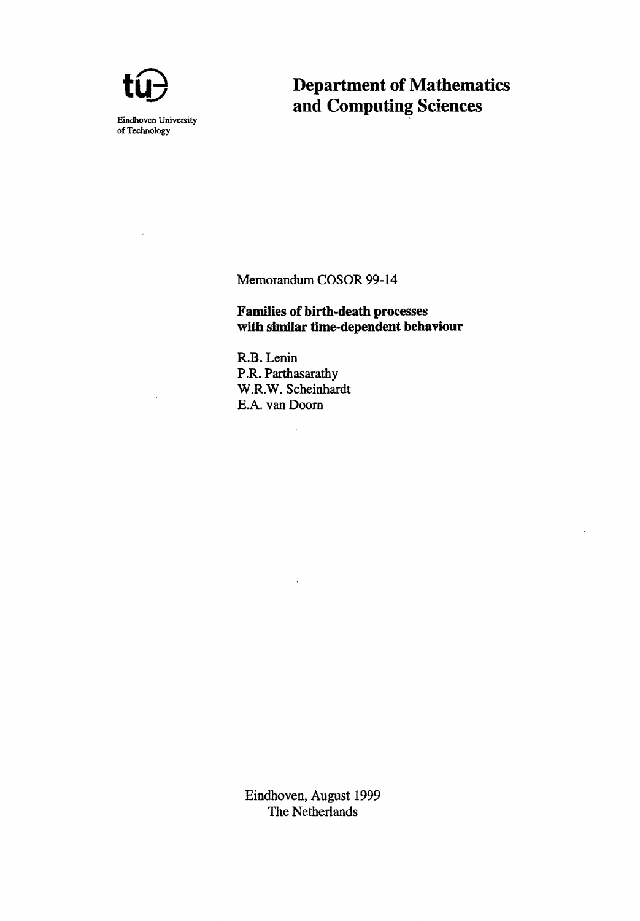Eindhoven University of Technology

# Department of Mathematics and Computing Sciences

Memorandum COSOR 99-14

**Families of birth-death processes with similar time-dependent behaviour**

R.B. Lenin
P.R. Parthasarathy
W.R.W. Scheinhardt
E.A. van Doorn

Eindhoven, August 1999
The Netherlands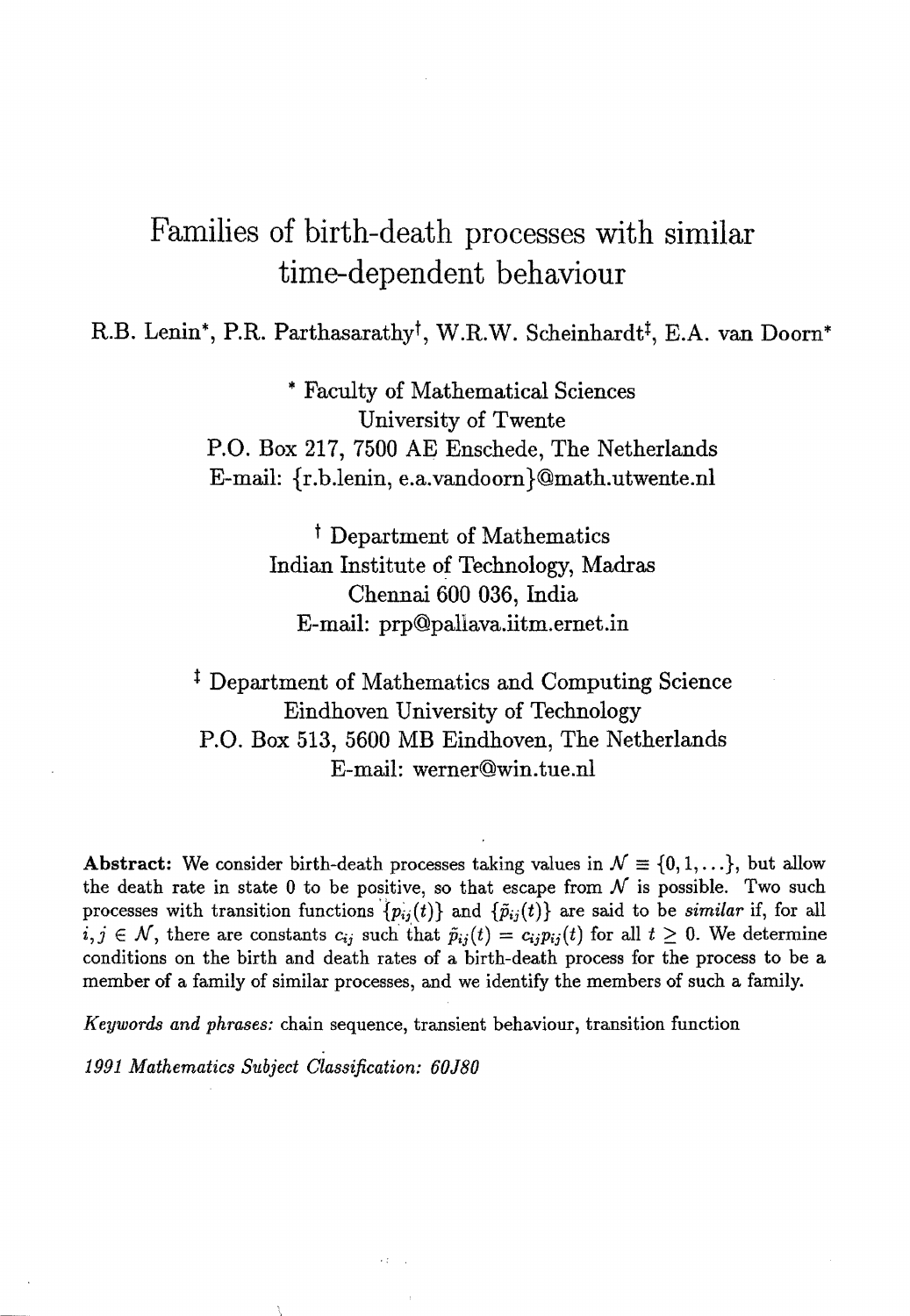# Families of birth-death processes with similar time-dependent behaviour

R.B. Lenin*, P.R. Parthasarathy†, W.R.W. Scheinhardt‡, E.A. van Doorn*

\* Faculty of Mathematical Sciences
University of Twente
P.O. Box 217, 7500 AE Enschede, The Netherlands
E-mail: {r.b.lenin, e.a.vandoorn}@math.utwente.nl

† Department of Mathematics
Indian Institute of Technology, Madras
Chennai 600 036, India
E-mail: prp@pallava.iitm.ernet.in

‡ Department of Mathematics and Computing Science
Eindhoven University of Technology
P.O. Box 513, 5600 MB Eindhoven, The Netherlands
E-mail: werner@win.tue.nl

**Abstract:** We consider birth-death processes taking values in $\mathcal{N} \equiv \{0, 1, \ldots\}$, but allow the death rate in state 0 to be positive, so that escape from $\mathcal{N}$ is possible. Two such processes with transition functions $\{p_{ij}(t)\}$ and $\{\tilde{p}_{ij}(t)\}$ are said to be *similar* if, for all $i, j \in \mathcal{N}$, there are constants $c_{ij}$ such that $\tilde{p}_{ij}(t) = c_{ij}p_{ij}(t)$ for all $t \geq 0$. We determine conditions on the birth and death rates of a birth-death process for the process to be a member of a family of similar processes, and we identify the members of such a family.

*Keywords and phrases:* chain sequence, transient behaviour, transition function

*1991 Mathematics Subject Classification:* 60J80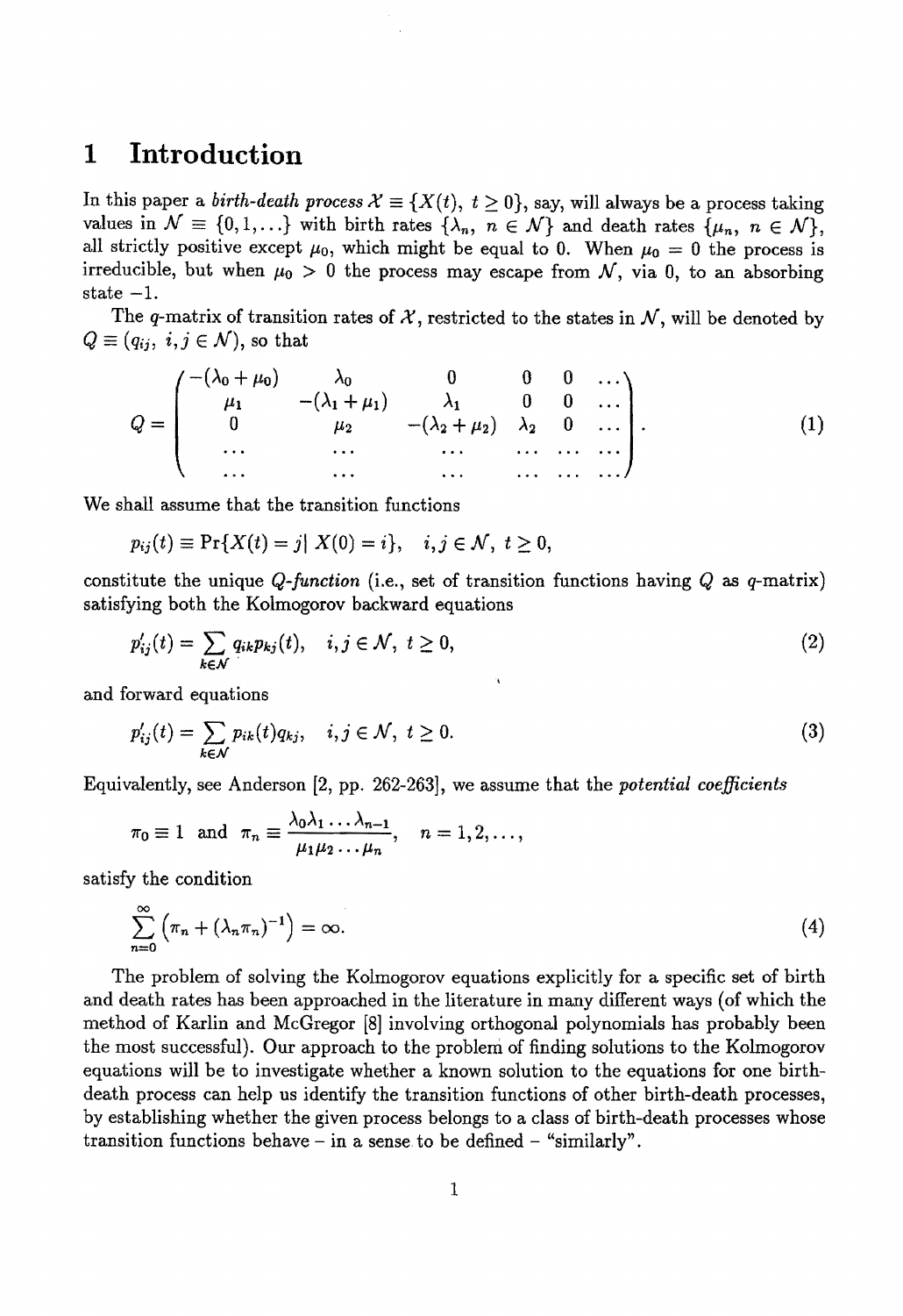# 1 Introduction

In this paper a *birth-death process* $\mathcal{X} \equiv \{X(t),\ t \geq 0\}$, say, will always be a process taking values in $\mathcal{N} \equiv \{0, 1, \ldots\}$ with birth rates $\{\lambda_n,\ n \in \mathcal{N}\}$ and death rates $\{\mu_n,\ n \in \mathcal{N}\}$, all strictly positive except $\mu_0$, which might be equal to 0. When $\mu_0 = 0$ the process is irreducible, but when $\mu_0 > 0$ the process may escape from $\mathcal{N}$, via 0, to an absorbing state $-1$.

The $q$-matrix of transition rates of $\mathcal{X}$, restricted to the states in $\mathcal{N}$, will be denoted by $Q \equiv (q_{ij},\ i, j \in \mathcal{N})$, so that

$$Q = \begin{pmatrix} -(\lambda_0 + \mu_0) & \lambda_0 & 0 & 0 & 0 & \ldots \\ \mu_1 & -(\lambda_1 + \mu_1) & \lambda_1 & 0 & 0 & \ldots \\ 0 & \mu_2 & -(\lambda_2 + \mu_2) & \lambda_2 & 0 & \ldots \\ \ldots & \ldots & \ldots & \ldots & \ldots & \ldots \\ \ldots & \ldots & \ldots & \ldots & \ldots & \ldots \end{pmatrix}. \tag{1}$$

We shall assume that the transition functions

$$p_{ij}(t) \equiv \Pr\{X(t) = j \mid X(0) = i\}, \quad i, j \in \mathcal{N},\ t \geq 0,$$

constitute the unique *Q-function* (i.e., set of transition functions having $Q$ as $q$-matrix) satisfying both the Kolmogorov backward equations

$$p'_{ij}(t) = \sum_{k \in \mathcal{N}} q_{ik} p_{kj}(t), \quad i, j \in \mathcal{N},\ t \geq 0, \tag{2}$$

and forward equations

$$p'_{ij}(t) = \sum_{k \in \mathcal{N}} p_{ik}(t) q_{kj}, \quad i, j \in \mathcal{N},\ t \geq 0. \tag{3}$$

Equivalently, see Anderson [2, pp. 262-263], we assume that the *potential coefficients*

$$\pi_0 \equiv 1 \quad \text{and} \quad \pi_n \equiv \frac{\lambda_0 \lambda_1 \ldots \lambda_{n-1}}{\mu_1 \mu_2 \ldots \mu_n}, \quad n = 1, 2, \ldots,$$

satisfy the condition

$$\sum_{n=0}^{\infty} \left( \pi_n + (\lambda_n \pi_n)^{-1} \right) = \infty. \tag{4}$$

The problem of solving the Kolmogorov equations explicitly for a specific set of birth and death rates has been approached in the literature in many different ways (of which the method of Karlin and McGregor [8] involving orthogonal polynomials has probably been the most successful). Our approach to the problem of finding solutions to the Kolmogorov equations will be to investigate whether a known solution to the equations for one birth-death process can help us identify the transition functions of other birth-death processes, by establishing whether the given process belongs to a class of birth-death processes whose transition functions behave – in a sense to be defined – "similarly".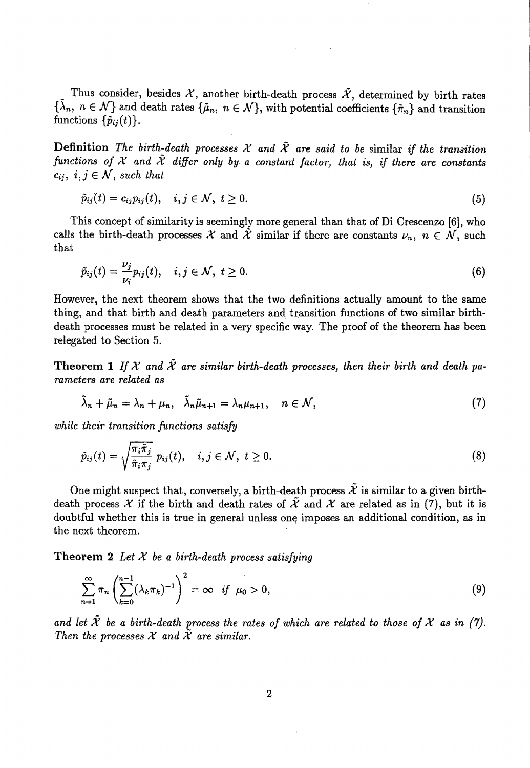Thus consider, besides $\mathcal{X}$, another birth-death process $\tilde{\mathcal{X}}$, determined by birth rates $\{\tilde{\lambda}_n,\ n \in \mathcal{N}\}$ and death rates $\{\tilde{\mu}_n,\ n \in \mathcal{N}\}$, with potential coefficients $\{\tilde{\pi}_n\}$ and transition functions $\{\tilde{p}_{ij}(t)\}$.

**Definition** *The birth-death processes $\mathcal{X}$ and $\tilde{\mathcal{X}}$ are said to be* similar *if the transition functions of $\mathcal{X}$ and $\tilde{\mathcal{X}}$ differ only by a constant factor, that is, if there are constants $c_{ij}$, $i, j \in \mathcal{N}$, such that*

$$\tilde{p}_{ij}(t) = c_{ij} p_{ij}(t), \quad i, j \in \mathcal{N},\ t \geq 0. \tag{5}$$

This concept of similarity is seemingly more general than that of Di Crescenzo [6], who calls the birth-death processes $\mathcal{X}$ and $\tilde{\mathcal{X}}$ similar if there are constants $\nu_n$, $n \in \mathcal{N}$, such that

$$\tilde{p}_{ij}(t) = \frac{\nu_j}{\nu_i} p_{ij}(t), \quad i, j \in \mathcal{N},\ t \geq 0. \tag{6}$$

However, the next theorem shows that the two definitions actually amount to the same thing, and that birth and death parameters and transition functions of two similar birth-death processes must be related in a very specific way. The proof of the theorem has been relegated to Section 5.

**Theorem 1** *If $\mathcal{X}$ and $\tilde{\mathcal{X}}$ are similar birth-death processes, then their birth and death parameters are related as*

$$\tilde{\lambda}_n + \tilde{\mu}_n = \lambda_n + \mu_n, \quad \tilde{\lambda}_n \tilde{\mu}_{n+1} = \lambda_n \mu_{n+1}, \quad n \in \mathcal{N}, \tag{7}$$

*while their transition functions satisfy*

$$\tilde{p}_{ij}(t) = \sqrt{\frac{\pi_i \tilde{\pi}_j}{\tilde{\pi}_i \pi_j}}\ p_{ij}(t), \quad i, j \in \mathcal{N},\ t \geq 0. \tag{8}$$

One might suspect that, conversely, a birth-death process $\tilde{\mathcal{X}}$ is similar to a given birth-death process $\mathcal{X}$ if the birth and death rates of $\tilde{\mathcal{X}}$ and $\mathcal{X}$ are related as in (7), but it is doubtful whether this is true in general unless one imposes an additional condition, as in the next theorem.

**Theorem 2** *Let $\mathcal{X}$ be a birth-death process satisfying*

$$\sum_{n=1}^{\infty} \pi_n \left( \sum_{k=0}^{n-1} (\lambda_k \pi_k)^{-1} \right)^2 = \infty \quad \text{if } \mu_0 > 0, \tag{9}$$

*and let $\tilde{\mathcal{X}}$ be a birth-death process the rates of which are related to those of $\mathcal{X}$ as in (7). Then the processes $\mathcal{X}$ and $\tilde{\mathcal{X}}$ are similar.*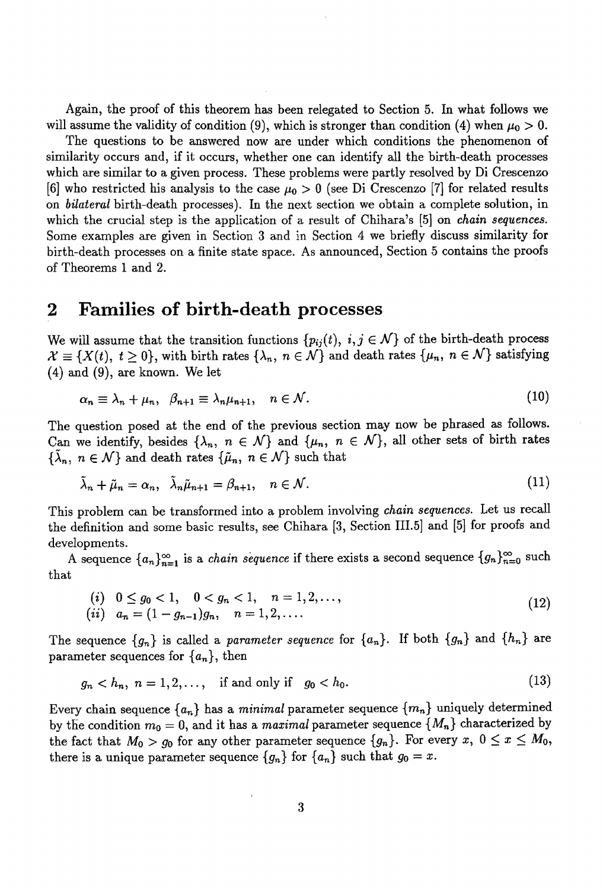Again, the proof of this theorem has been relegated to Section 5. In what follows we will assume the validity of condition (9), which is stronger than condition (4) when $\mu_0 > 0$.

The questions to be answered now are under which conditions the phenomenon of similarity occurs and, if it occurs, whether one can identify all the birth-death processes which are similar to a given process. These problems were partly resolved by Di Crescenzo [6] who restricted his analysis to the case $\mu_0 > 0$ (see Di Crescenzo [7] for related results on *bilateral* birth-death processes). In the next section we obtain a complete solution, in which the crucial step is the application of a result of Chihara's [5] on *chain sequences*. Some examples are given in Section 3 and in Section 4 we briefly discuss similarity for birth-death processes on a finite state space. As announced, Section 5 contains the proofs of Theorems 1 and 2.

## 2 Families of birth-death processes

We will assume that the transition functions $\{p_{ij}(t),\ i,j \in \mathcal{N}\}$ of the birth-death process $\mathcal{X} \equiv \{X(t),\ t \geq 0\}$, with birth rates $\{\lambda_n,\ n \in \mathcal{N}\}$ and death rates $\{\mu_n,\ n \in \mathcal{N}\}$ satisfying (4) and (9), are known. We let

$$\alpha_n \equiv \lambda_n + \mu_n, \quad \beta_{n+1} \equiv \lambda_n \mu_{n+1}, \quad n \in \mathcal{N}. \tag{10}$$

The question posed at the end of the previous section may now be phrased as follows. Can we identify, besides $\{\lambda_n,\ n \in \mathcal{N}\}$ and $\{\mu_n,\ n \in \mathcal{N}\}$, all other sets of birth rates $\{\tilde{\lambda}_n,\ n \in \mathcal{N}\}$ and death rates $\{\tilde{\mu}_n,\ n \in \mathcal{N}\}$ such that

$$\tilde{\lambda}_n + \tilde{\mu}_n = \alpha_n, \quad \tilde{\lambda}_n \tilde{\mu}_{n+1} = \beta_{n+1}, \quad n \in \mathcal{N}. \tag{11}$$

This problem can be transformed into a problem involving *chain sequences*. Let us recall the definition and some basic results, see Chihara [3, Section III.5] and [5] for proofs and developments.

A sequence $\{a_n\}_{n=1}^{\infty}$ is a *chain sequence* if there exists a second sequence $\{g_n\}_{n=0}^{\infty}$ such that

$$\begin{array}{ll} (i) & 0 \leq g_0 < 1, \quad 0 < g_n < 1, \quad n = 1, 2, \ldots, \\ (ii) & a_n = (1 - g_{n-1}) g_n, \quad n = 1, 2, \ldots. \end{array} \tag{12}$$

The sequence $\{g_n\}$ is called a *parameter sequence* for $\{a_n\}$. If both $\{g_n\}$ and $\{h_n\}$ are parameter sequences for $\{a_n\}$, then

$$g_n < h_n,\ n = 1, 2, \ldots, \quad \text{if and only if} \quad g_0 < h_0. \tag{13}$$

Every chain sequence $\{a_n\}$ has a *minimal* parameter sequence $\{m_n\}$ uniquely determined by the condition $m_0 = 0$, and it has a *maximal* parameter sequence $\{M_n\}$ characterized by the fact that $M_0 > g_0$ for any other parameter sequence $\{g_n\}$. For every $x$, $0 \leq x \leq M_0$, there is a unique parameter sequence $\{g_n\}$ for $\{a_n\}$ such that $g_0 = x$.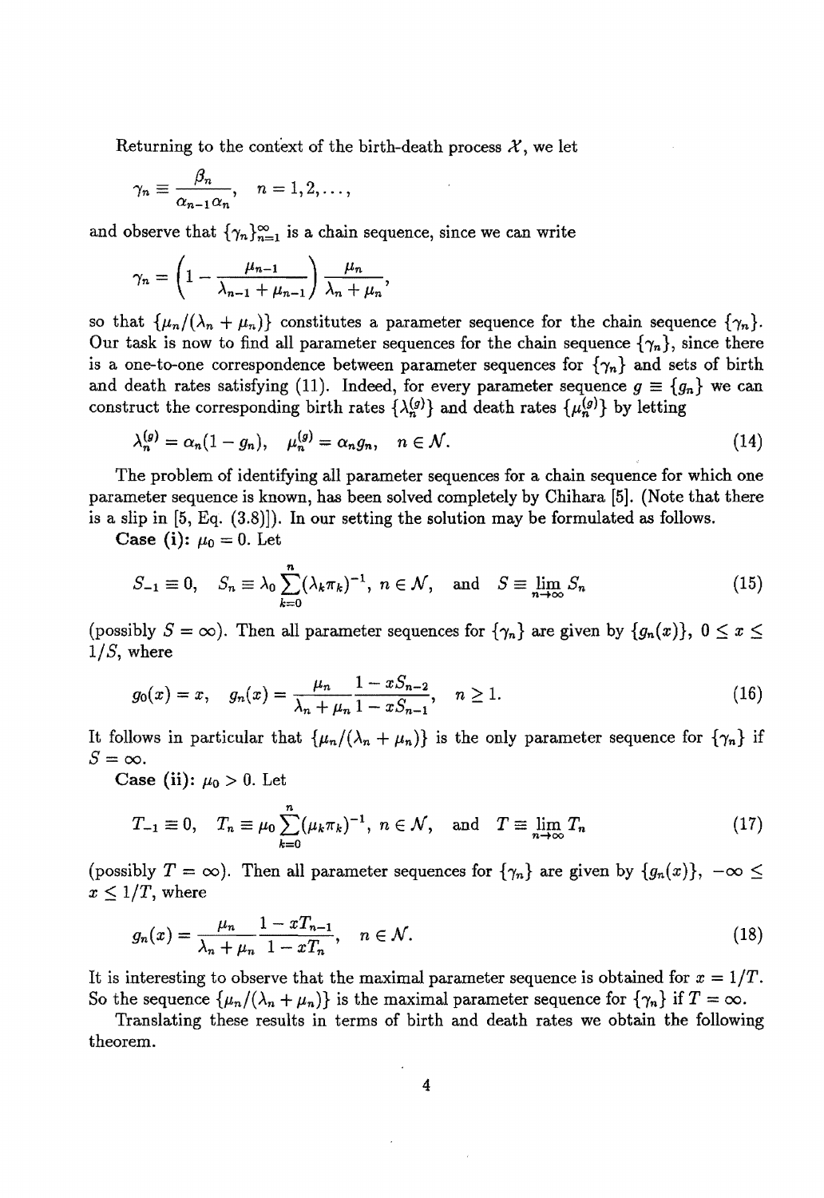Returning to the context of the birth-death process $\mathcal{X}$, we let

$$\gamma_n \equiv \frac{\beta_n}{\alpha_{n-1}\alpha_n}, \quad n = 1, 2, \ldots,$$

and observe that $\{\gamma_n\}_{n=1}^{\infty}$ is a chain sequence, since we can write

$$\gamma_n = \left(1 - \frac{\mu_{n-1}}{\lambda_{n-1} + \mu_{n-1}}\right) \frac{\mu_n}{\lambda_n + \mu_n},$$

so that $\{\mu_n/(\lambda_n + \mu_n)\}$ constitutes a parameter sequence for the chain sequence $\{\gamma_n\}$. Our task is now to find all parameter sequences for the chain sequence $\{\gamma_n\}$, since there is a one-to-one correspondence between parameter sequences for $\{\gamma_n\}$ and sets of birth and death rates satisfying (11). Indeed, for every parameter sequence $g \equiv \{g_n\}$ we can construct the corresponding birth rates $\{\lambda_n^{(g)}\}$ and death rates $\{\mu_n^{(g)}\}$ by letting

$$\lambda_n^{(g)} = \alpha_n(1 - g_n), \quad \mu_n^{(g)} = \alpha_n g_n, \quad n \in \mathcal{N}. \tag{14}$$

The problem of identifying all parameter sequences for a chain sequence for which one parameter sequence is known, has been solved completely by Chihara [5]. (Note that there is a slip in [5, Eq. (3.8)]). In our setting the solution may be formulated as follows.

**Case (i):** $\mu_0 = 0$. Let

$$S_{-1} \equiv 0, \quad S_n \equiv \lambda_0 \sum_{k=0}^{n} (\lambda_k \pi_k)^{-1}, \ n \in \mathcal{N}, \quad \text{and} \quad S \equiv \lim_{n\to\infty} S_n \tag{15}$$

(possibly $S = \infty$). Then all parameter sequences for $\{\gamma_n\}$ are given by $\{g_n(x)\}$, $0 \leq x \leq 1/S$, where

$$g_0(x) = x, \quad g_n(x) = \frac{\mu_n}{\lambda_n + \mu_n} \frac{1 - xS_{n-2}}{1 - xS_{n-1}}, \quad n \geq 1. \tag{16}$$

It follows in particular that $\{\mu_n/(\lambda_n + \mu_n)\}$ is the only parameter sequence for $\{\gamma_n\}$ if $S = \infty$.

**Case (ii):** $\mu_0 > 0$. Let

$$T_{-1} \equiv 0, \quad T_n \equiv \mu_0 \sum_{k=0}^{n} (\mu_k \pi_k)^{-1}, \ n \in \mathcal{N}, \quad \text{and} \quad T \equiv \lim_{n\to\infty} T_n \tag{17}$$

(possibly $T = \infty$). Then all parameter sequences for $\{\gamma_n\}$ are given by $\{g_n(x)\}$, $-\infty \leq x \leq 1/T$, where

$$g_n(x) = \frac{\mu_n}{\lambda_n + \mu_n} \frac{1 - xT_{n-1}}{1 - xT_n}, \quad n \in \mathcal{N}. \tag{18}$$

It is interesting to observe that the maximal parameter sequence is obtained for $x = 1/T$. So the sequence $\{\mu_n/(\lambda_n + \mu_n)\}$ is the maximal parameter sequence for $\{\gamma_n\}$ if $T = \infty$.

Translating these results in terms of birth and death rates we obtain the following theorem.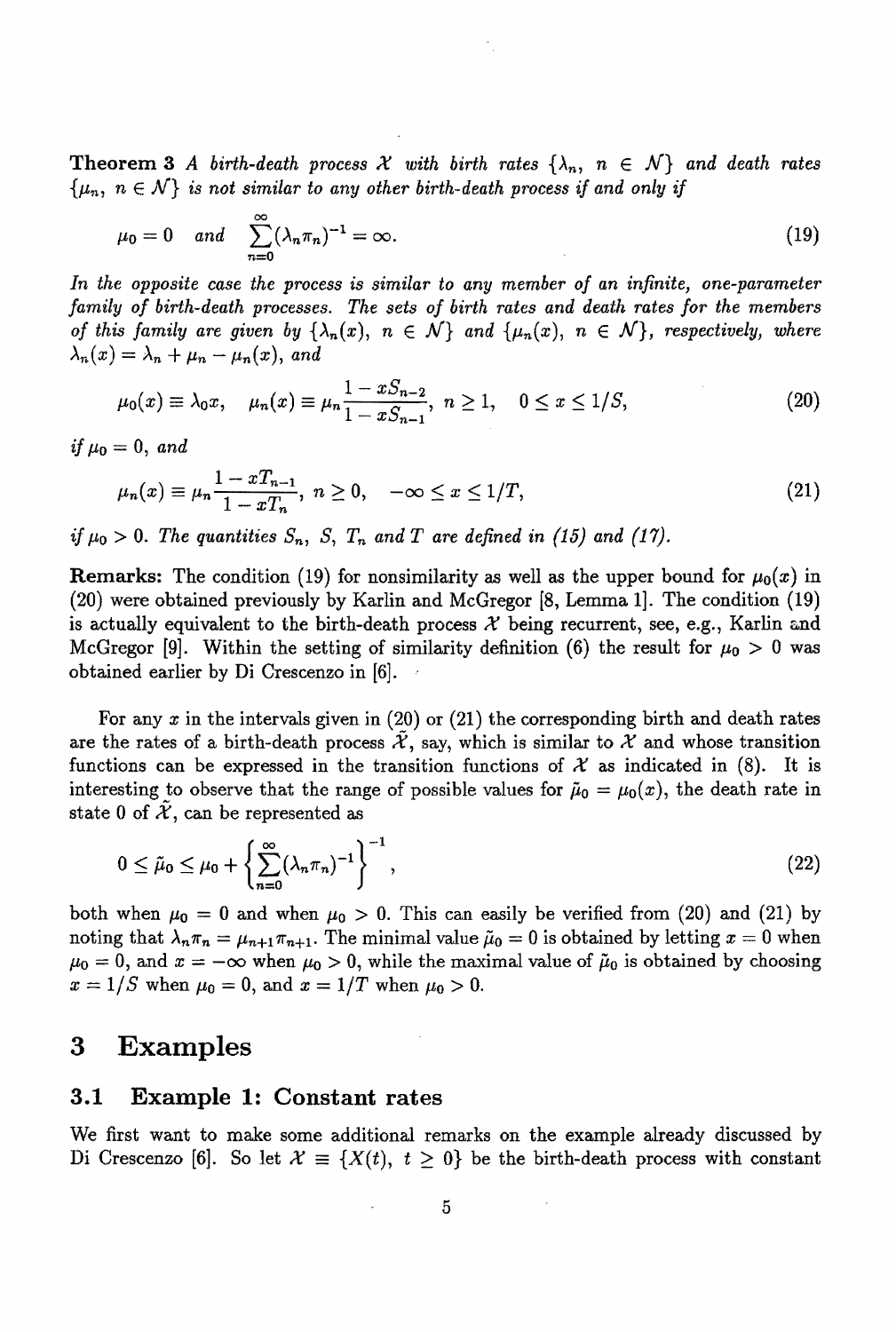**Theorem 3** *A birth-death process $\mathcal{X}$ with birth rates $\{\lambda_n,\ n \in \mathcal{N}\}$ and death rates $\{\mu_n,\ n \in \mathcal{N}\}$ is not similar to any other birth-death process if and only if*

$$\mu_0 = 0 \quad \text{and} \quad \sum_{n=0}^{\infty}(\lambda_n \pi_n)^{-1} = \infty. \tag{19}$$

*In the opposite case the process is similar to any member of an infinite, one-parameter family of birth-death processes. The sets of birth rates and death rates for the members of this family are given by $\{\lambda_n(x),\ n \in \mathcal{N}\}$ and $\{\mu_n(x),\ n \in \mathcal{N}\}$, respectively, where $\lambda_n(x) = \lambda_n + \mu_n - \mu_n(x)$, and*

$$\mu_0(x) \equiv \lambda_0 x, \quad \mu_n(x) \equiv \mu_n \frac{1 - xS_{n-2}}{1 - xS_{n-1}},\ n \geq 1, \quad 0 \leq x \leq 1/S, \tag{20}$$

*if $\mu_0 = 0$, and*

$$\mu_n(x) \equiv \mu_n \frac{1 - xT_{n-1}}{1 - xT_n},\ n \geq 0, \quad -\infty \leq x \leq 1/T, \tag{21}$$

*if $\mu_0 > 0$. The quantities $S_n$, $S$, $T_n$ and $T$ are defined in (15) and (17).*

**Remarks:** The condition (19) for nonsimilarity as well as the upper bound for $\mu_0(x)$ in (20) were obtained previously by Karlin and McGregor [8, Lemma 1]. The condition (19) is actually equivalent to the birth-death process $\mathcal{X}$ being recurrent, see, e.g., Karlin and McGregor [9]. Within the setting of similarity definition (6) the result for $\mu_0 > 0$ was obtained earlier by Di Crescenzo in [6].

For any $x$ in the intervals given in (20) or (21) the corresponding birth and death rates are the rates of a birth-death process $\tilde{\mathcal{X}}$, say, which is similar to $\mathcal{X}$ and whose transition functions can be expressed in the transition functions of $\mathcal{X}$ as indicated in (8). It is interesting to observe that the range of possible values for $\tilde{\mu}_0 = \mu_0(x)$, the death rate in state 0 of $\tilde{\mathcal{X}}$, can be represented as

$$0 \leq \tilde{\mu}_0 \leq \mu_0 + \left\{\sum_{n=0}^{\infty}(\lambda_n \pi_n)^{-1}\right\}^{-1}, \tag{22}$$

both when $\mu_0 = 0$ and when $\mu_0 > 0$. This can easily be verified from (20) and (21) by noting that $\lambda_n \pi_n = \mu_{n+1}\pi_{n+1}$. The minimal value $\tilde{\mu}_0 = 0$ is obtained by letting $x = 0$ when $\mu_0 = 0$, and $x = -\infty$ when $\mu_0 > 0$, while the maximal value of $\tilde{\mu}_0$ is obtained by choosing $x = 1/S$ when $\mu_0 = 0$, and $x = 1/T$ when $\mu_0 > 0$.

# 3 Examples

## 3.1 Example 1: Constant rates

We first want to make some additional remarks on the example already discussed by Di Crescenzo [6]. So let $\mathcal{X} \equiv \{X(t),\ t \geq 0\}$ be the birth-death process with constant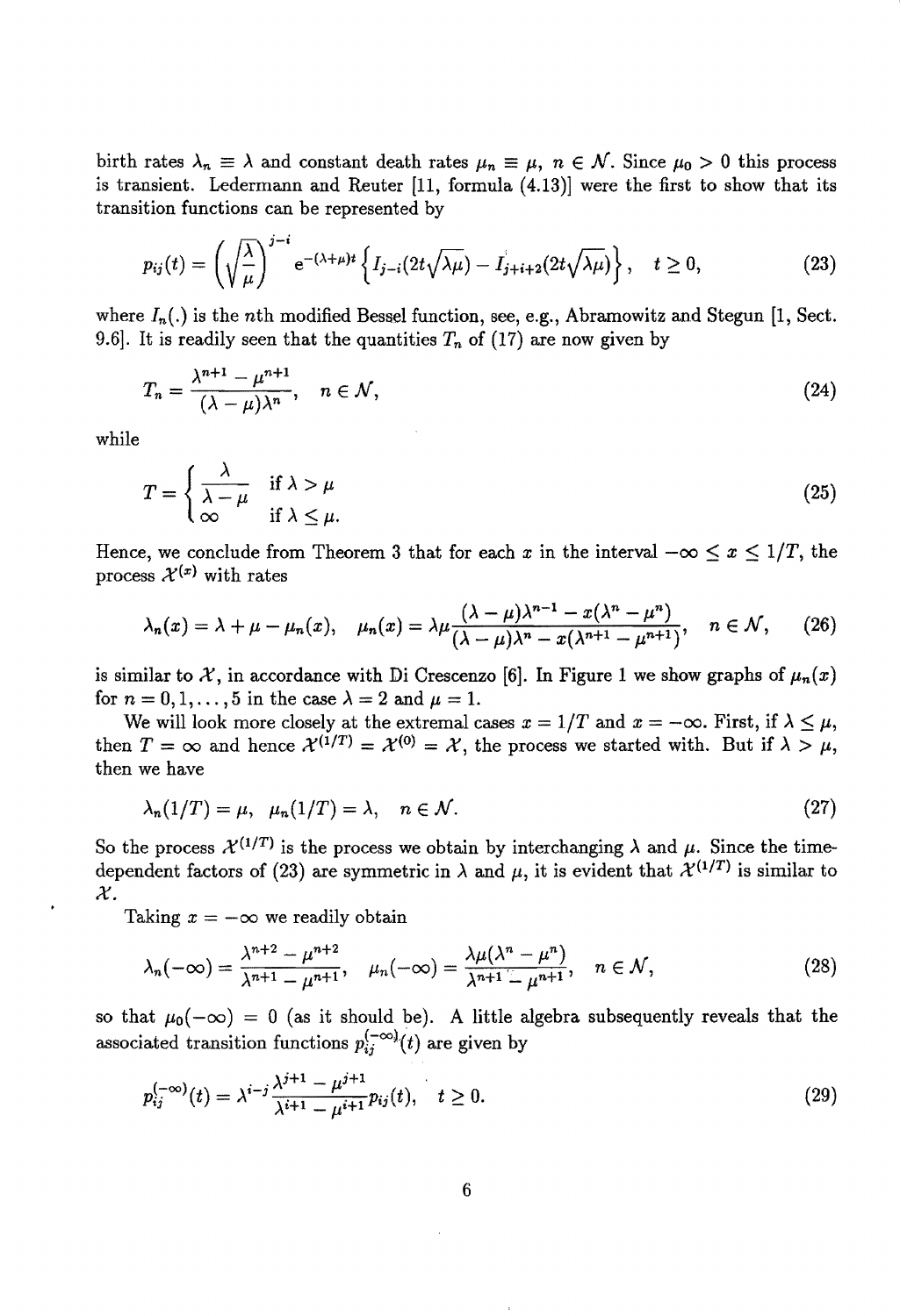birth rates $\lambda_n \equiv \lambda$ and constant death rates $\mu_n \equiv \mu$, $n \in \mathcal{N}$. Since $\mu_0 > 0$ this process is transient. Ledermann and Reuter [11, formula (4.13)] were the first to show that its transition functions can be represented by

$$p_{ij}(t) = \left(\sqrt{\frac{\lambda}{\mu}}\right)^{j-i} \mathrm{e}^{-(\lambda+\mu)t} \left\{ I_{j-i}(2t\sqrt{\lambda\mu}) - I_{j+i+2}(2t\sqrt{\lambda\mu}) \right\}, \quad t \geq 0, \tag{23}$$

where $I_n(.)$ is the $n$th modified Bessel function, see, e.g., Abramowitz and Stegun [1, Sect. 9.6]. It is readily seen that the quantities $T_n$ of (17) are now given by

$$T_n = \frac{\lambda^{n+1} - \mu^{n+1}}{(\lambda - \mu)\lambda^n}, \quad n \in \mathcal{N}, \tag{24}$$

while

$$T = \begin{cases} \dfrac{\lambda}{\lambda - \mu} & \text{if } \lambda > \mu \\ \infty & \text{if } \lambda \leq \mu. \end{cases} \tag{25}$$

Hence, we conclude from Theorem 3 that for each $x$ in the interval $-\infty \leq x \leq 1/T$, the process $\mathcal{X}^{(x)}$ with rates

$$\lambda_n(x) = \lambda + \mu - \mu_n(x), \quad \mu_n(x) = \lambda\mu \frac{(\lambda - \mu)\lambda^{n-1} - x(\lambda^n - \mu^n)}{(\lambda - \mu)\lambda^n - x(\lambda^{n+1} - \mu^{n+1})}, \quad n \in \mathcal{N}, \tag{26}$$

is similar to $\mathcal{X}$, in accordance with Di Crescenzo [6]. In Figure 1 we show graphs of $\mu_n(x)$ for $n = 0, 1, \ldots, 5$ in the case $\lambda = 2$ and $\mu = 1$.

We will look more closely at the extremal cases $x = 1/T$ and $x = -\infty$. First, if $\lambda \leq \mu$, then $T = \infty$ and hence $\mathcal{X}^{(1/T)} = \mathcal{X}^{(0)} = \mathcal{X}$, the process we started with. But if $\lambda > \mu$, then we have

$$\lambda_n(1/T) = \mu, \quad \mu_n(1/T) = \lambda, \quad n \in \mathcal{N}. \tag{27}$$

So the process $\mathcal{X}^{(1/T)}$ is the process we obtain by interchanging $\lambda$ and $\mu$. Since the time-dependent factors of (23) are symmetric in $\lambda$ and $\mu$, it is evident that $\mathcal{X}^{(1/T)}$ is similar to $\mathcal{X}$.

Taking $x = -\infty$ we readily obtain

$$\lambda_n(-\infty) = \frac{\lambda^{n+2} - \mu^{n+2}}{\lambda^{n+1} - \mu^{n+1}}, \quad \mu_n(-\infty) = \frac{\lambda\mu(\lambda^n - \mu^n)}{\lambda^{n+1} - \mu^{n+1}}, \quad n \in \mathcal{N}, \tag{28}$$

so that $\mu_0(-\infty) = 0$ (as it should be). A little algebra subsequently reveals that the associated transition functions $p_{ij}^{(-\infty)}(t)$ are given by

$$p_{ij}^{(-\infty)}(t) = \lambda^{i-j} \frac{\lambda^{j+1} - \mu^{j+1}}{\lambda^{i+1} - \mu^{i+1}} p_{ij}(t), \quad t \geq 0. \tag{29}$$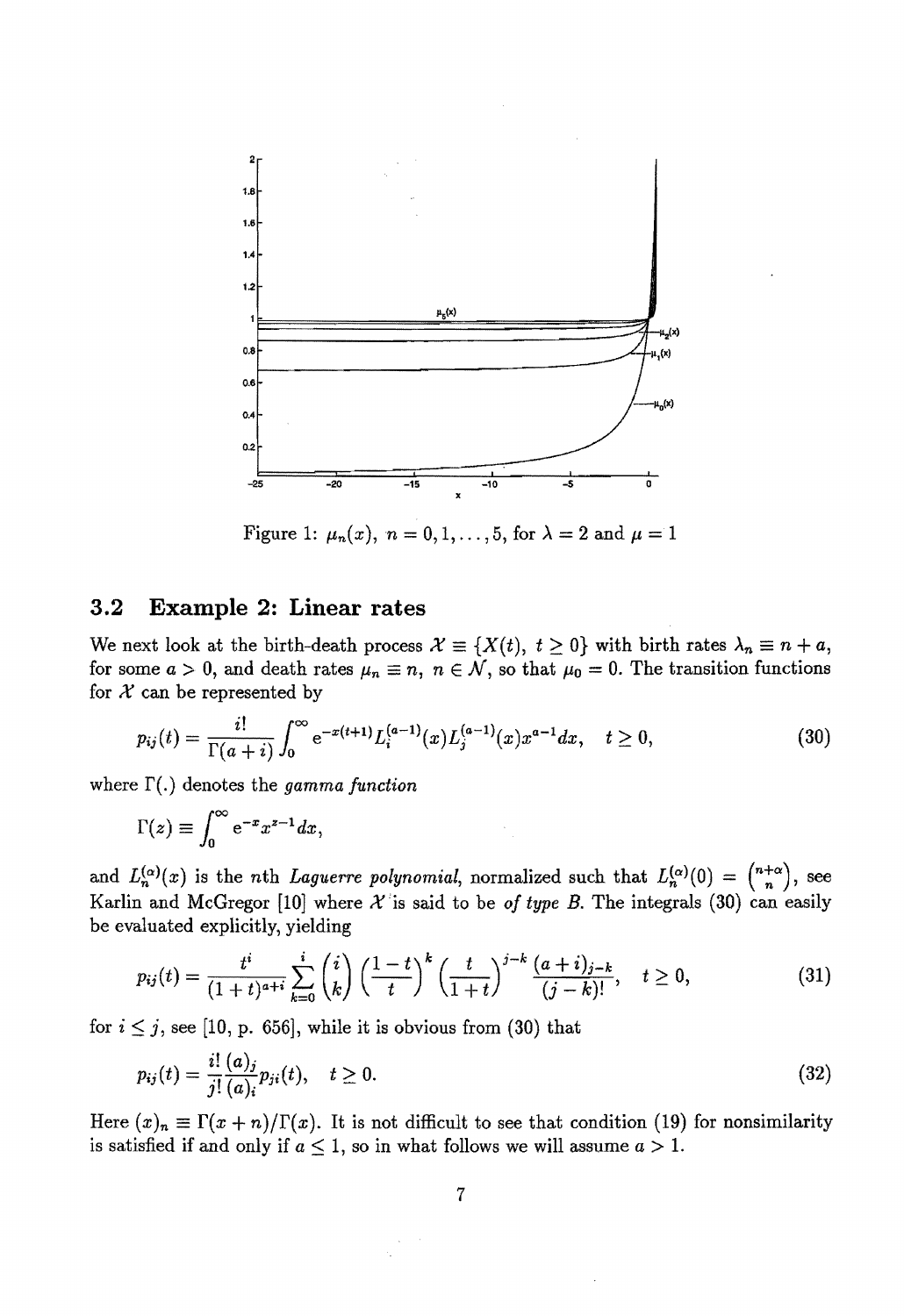Figure 1: $\mu_n(x)$, $n = 0, 1, \ldots, 5$, for $\lambda = 2$ and $\mu = 1$

## 3.2 Example 2: Linear rates

We next look at the birth-death process $\mathcal{X} \equiv \{X(t),\ t \geq 0\}$ with birth rates $\lambda_n \equiv n + a$, for some $a > 0$, and death rates $\mu_n \equiv n$, $n \in \mathcal{N}$, so that $\mu_0 = 0$. The transition functions for $\mathcal{X}$ can be represented by

$$p_{ij}(t) = \frac{i!}{\Gamma(a+i)} \int_0^\infty e^{-x(t+1)} L_i^{(a-1)}(x) L_j^{(a-1)}(x) x^{a-1} dx, \quad t \geq 0, \tag{30}$$

where $\Gamma(.)$ denotes the *gamma function*

$$\Gamma(z) \equiv \int_0^\infty e^{-x} x^{z-1} dx,$$

and $L_n^{(\alpha)}(x)$ is the $n$th *Laguerre polynomial*, normalized such that $L_n^{(\alpha)}(0) = \binom{n+\alpha}{n}$, see Karlin and McGregor [10] where $\mathcal{X}$ is said to be *of type B*. The integrals (30) can easily be evaluated explicitly, yielding

$$p_{ij}(t) = \frac{t^i}{(1+t)^{a+i}} \sum_{k=0}^{i} \binom{i}{k} \left(\frac{1-t}{t}\right)^k \left(\frac{t}{1+t}\right)^{j-k} \frac{(a+i)_{j-k}}{(j-k)!}, \quad t \geq 0, \tag{31}$$

for $i \leq j$, see [10, p. 656], while it is obvious from (30) that

$$p_{ij}(t) = \frac{i!\,(a)_j}{j!\,(a)_i} p_{ji}(t), \quad t \geq 0. \tag{32}$$

Here $(x)_n \equiv \Gamma(x+n)/\Gamma(x)$. It is not difficult to see that condition (19) for nonsimilarity is satisfied if and only if $a \leq 1$, so in what follows we will assume $a > 1$.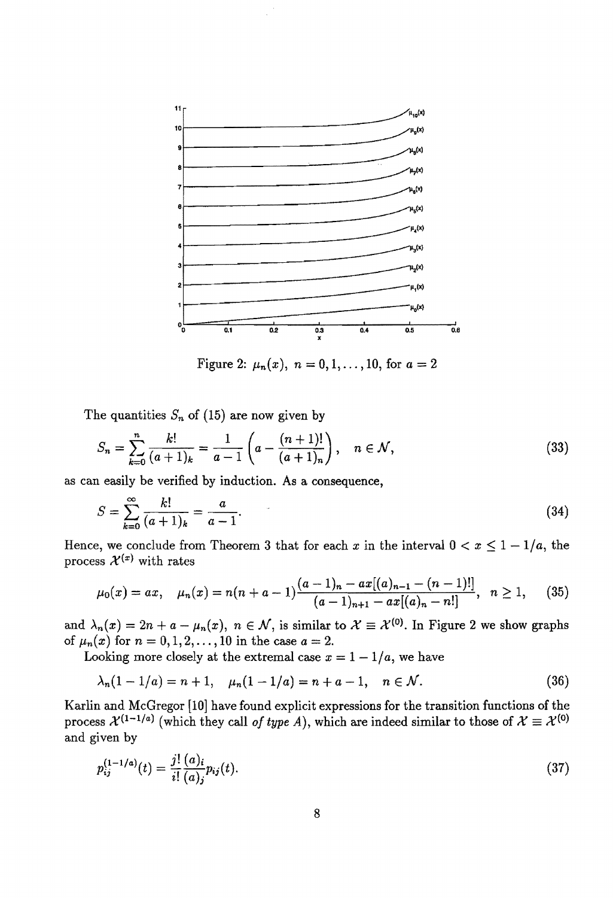Figure 2: $\mu_n(x),\ n = 0, 1, \ldots, 10$, for $a = 2$

The quantities $S_n$ of (15) are now given by

$$S_n = \sum_{k=0}^{n} \frac{k!}{(a+1)_k} = \frac{1}{a-1}\left(a - \frac{(n+1)!}{(a+1)_n}\right), \quad n \in \mathcal{N}, \tag{33}$$

as can easily be verified by induction. As a consequence,

$$S = \sum_{k=0}^{\infty} \frac{k!}{(a+1)_k} = \frac{a}{a-1}. \tag{34}$$

Hence, we conclude from Theorem 3 that for each $x$ in the interval $0 < x \leq 1 - 1/a$, the process $\mathcal{X}^{(x)}$ with rates

$$\mu_0(x) = ax, \quad \mu_n(x) = n(n+a-1)\frac{(a-1)_n - ax[(a)_{n-1} - (n-1)!]}{(a-1)_{n+1} - ax[(a)_n - n!]}, \quad n \geq 1, \tag{35}$$

and $\lambda_n(x) = 2n + a - \mu_n(x)$, $n \in \mathcal{N}$, is similar to $\mathcal{X} \equiv \mathcal{X}^{(0)}$. In Figure 2 we show graphs of $\mu_n(x)$ for $n = 0, 1, 2, \ldots, 10$ in the case $a = 2$.

Looking more closely at the extremal case $x = 1 - 1/a$, we have

$$\lambda_n(1 - 1/a) = n + 1, \quad \mu_n(1 - 1/a) = n + a - 1, \quad n \in \mathcal{N}. \tag{36}$$

Karlin and McGregor [10] have found explicit expressions for the transition functions of the process $\mathcal{X}^{(1-1/a)}$ (which they call *of type A*), which are indeed similar to those of $\mathcal{X} \equiv \mathcal{X}^{(0)}$ and given by

$$p_{ij}^{(1-1/a)}(t) = \frac{j!\,(a)_i}{i!\,(a)_j} p_{ij}(t). \tag{37}$$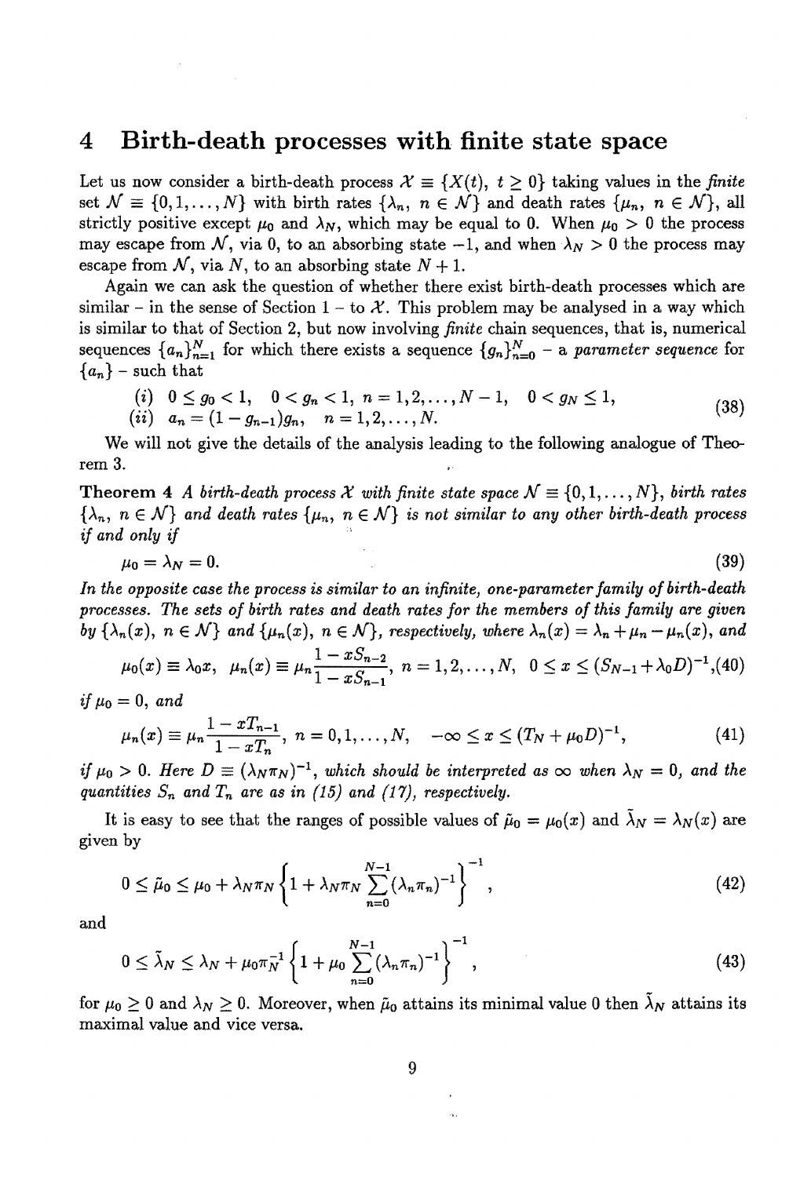## 4 Birth-death processes with finite state space

Let us now consider a birth-death process $\mathcal{X} \equiv \{X(t),\ t \geq 0\}$ taking values in the *finite* set $\mathcal{N} \equiv \{0, 1, \ldots, N\}$ with birth rates $\{\lambda_n,\ n \in \mathcal{N}\}$ and death rates $\{\mu_n,\ n \in \mathcal{N}\}$, all strictly positive except $\mu_0$ and $\lambda_N$, which may be equal to 0. When $\mu_0 > 0$ the process may escape from $\mathcal{N}$, via 0, to an absorbing state $-1$, and when $\lambda_N > 0$ the process may escape from $\mathcal{N}$, via $N$, to an absorbing state $N + 1$.

Again we can ask the question of whether there exist birth-death processes which are similar – in the sense of Section 1 – to $\mathcal{X}$. This problem may be analysed in a way which is similar to that of Section 2, but now involving *finite* chain sequences, that is, numerical sequences $\{a_n\}_{n=1}^N$ for which there exists a sequence $\{g_n\}_{n=0}^N$ – a *parameter sequence* for $\{a_n\}$ – such that

$$
\begin{array}{ll}
(i) & 0 \leq g_0 < 1, \quad 0 < g_n < 1,\ n = 1, 2, \ldots, N-1, \quad 0 < g_N \leq 1, \\
(ii) & a_n = (1 - g_{n-1})g_n, \quad n = 1, 2, \ldots, N.
\end{array}
\tag{38}
$$

We will not give the details of the analysis leading to the following analogue of Theorem 3.

**Theorem 4** *A birth-death process $\mathcal{X}$ with finite state space $\mathcal{N} \equiv \{0, 1, \ldots, N\}$, birth rates $\{\lambda_n,\ n \in \mathcal{N}\}$ and death rates $\{\mu_n,\ n \in \mathcal{N}\}$ is not similar to any other birth-death process if and only if*

$$\mu_0 = \lambda_N = 0. \tag{39}$$

*In the opposite case the process is similar to an infinite, one-parameter family of birth-death processes. The sets of birth rates and death rates for the members of this family are given by $\{\lambda_n(x),\ n \in \mathcal{N}\}$ and $\{\mu_n(x),\ n \in \mathcal{N}\}$, respectively, where $\lambda_n(x) = \lambda_n + \mu_n - \mu_n(x)$, and*

$$\mu_0(x) \equiv \lambda_0 x, \quad \mu_n(x) \equiv \mu_n \frac{1 - xS_{n-2}}{1 - xS_{n-1}},\ n = 1, 2, \ldots, N, \quad 0 \leq x \leq (S_{N-1} + \lambda_0 D)^{-1}, \tag{40}$$

*if $\mu_0 = 0$, and*

$$\mu_n(x) \equiv \mu_n \frac{1 - xT_{n-1}}{1 - xT_n},\ n = 0, 1, \ldots, N, \quad -\infty \leq x \leq (T_N + \mu_0 D)^{-1}, \tag{41}$$

*if $\mu_0 > 0$. Here $D \equiv (\lambda_N \pi_N)^{-1}$, which should be interpreted as $\infty$ when $\lambda_N = 0$, and the quantities $S_n$ and $T_n$ are as in (15) and (17), respectively.*

It is easy to see that the ranges of possible values of $\tilde{\mu}_0 = \mu_0(x)$ and $\tilde{\lambda}_N = \lambda_N(x)$ are given by

$$0 \leq \tilde{\mu}_0 \leq \mu_0 + \lambda_N \pi_N \left\{ 1 + \lambda_N \pi_N \sum_{n=0}^{N-1} (\lambda_n \pi_n)^{-1} \right\}^{-1}, \tag{42}$$

and

$$0 \leq \tilde{\lambda}_N \leq \lambda_N + \mu_0 \pi_N^{-1} \left\{ 1 + \mu_0 \sum_{n=0}^{N-1} (\lambda_n \pi_n)^{-1} \right\}^{-1}, \tag{43}$$

for $\mu_0 \geq 0$ and $\lambda_N \geq 0$. Moreover, when $\tilde{\mu}_0$ attains its minimal value 0 then $\tilde{\lambda}_N$ attains its maximal value and vice versa.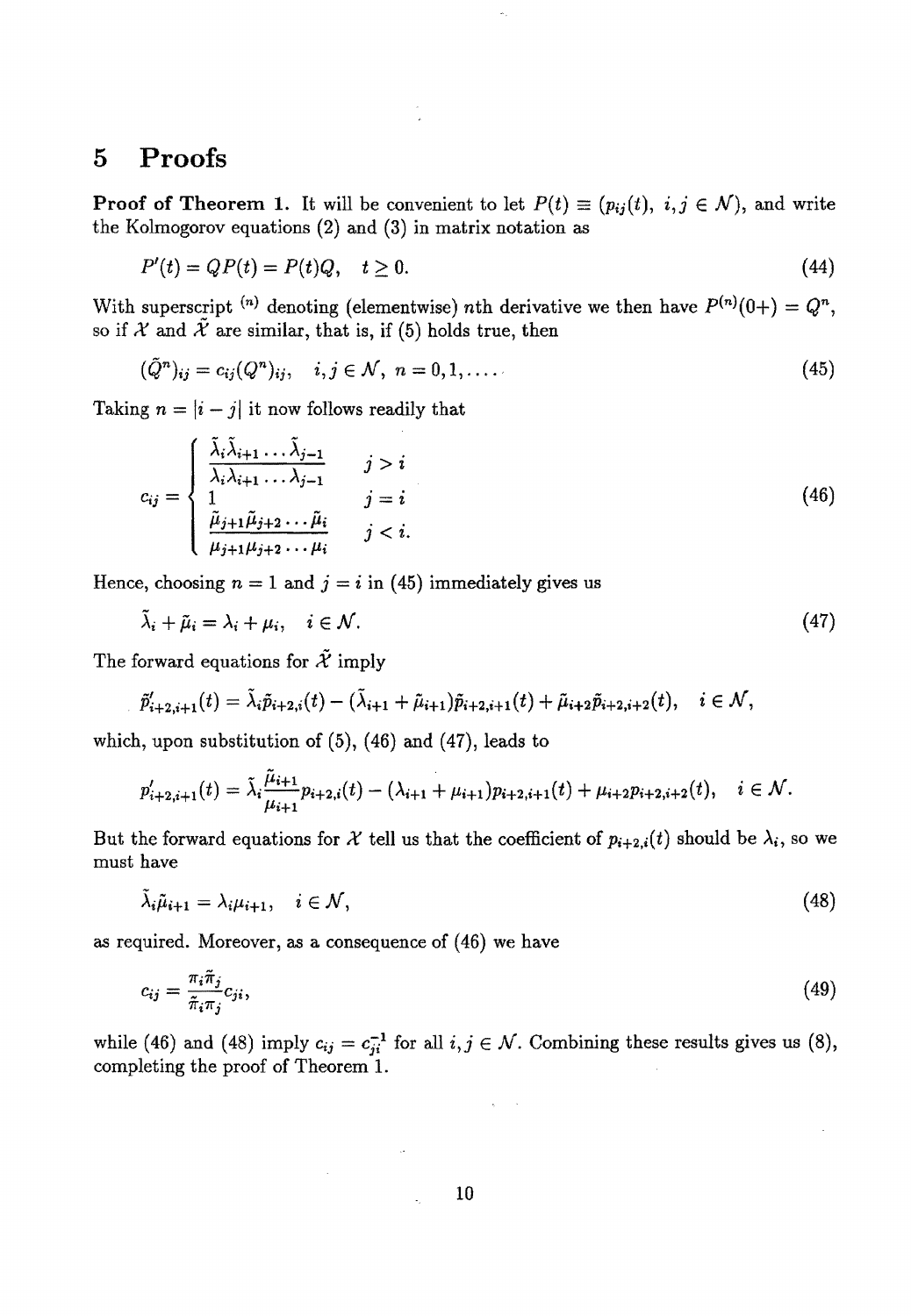## 5 Proofs

**Proof of Theorem 1.** It will be convenient to let $P(t) \equiv (p_{ij}(t),\ i,j \in \mathcal{N})$, and write the Kolmogorov equations (2) and (3) in matrix notation as

$$P'(t) = QP(t) = P(t)Q, \quad t \geq 0. \tag{44}$$

With superscript $^{(n)}$ denoting (elementwise) $n$th derivative we then have $P^{(n)}(0+) = Q^n$, so if $\mathcal{X}$ and $\tilde{\mathcal{X}}$ are similar, that is, if (5) holds true, then

$$(\tilde{Q}^n)_{ij} = c_{ij}(Q^n)_{ij}, \quad i,j \in \mathcal{N},\ n = 0, 1, \ldots. \tag{45}$$

Taking $n = |i - j|$ it now follows readily that

$$c_{ij} = \begin{cases} \dfrac{\tilde{\lambda}_i\tilde{\lambda}_{i+1}\ldots\tilde{\lambda}_{j-1}}{\lambda_i\lambda_{i+1}\ldots\lambda_{j-1}} & j > i \\ 1 & j = i \\ \dfrac{\tilde{\mu}_{j+1}\tilde{\mu}_{j+2}\ldots\tilde{\mu}_i}{\mu_{j+1}\mu_{j+2}\ldots\mu_i} & j < i. \end{cases} \tag{46}$$

Hence, choosing $n = 1$ and $j = i$ in (45) immediately gives us

$$\tilde{\lambda}_i + \tilde{\mu}_i = \lambda_i + \mu_i, \quad i \in \mathcal{N}. \tag{47}$$

The forward equations for $\tilde{\mathcal{X}}$ imply

$$\tilde{p}'_{i+2,i+1}(t) = \tilde{\lambda}_i\tilde{p}_{i+2,i}(t) - (\tilde{\lambda}_{i+1} + \tilde{\mu}_{i+1})\tilde{p}_{i+2,i+1}(t) + \tilde{\mu}_{i+2}\tilde{p}_{i+2,i+2}(t), \quad i \in \mathcal{N},$$

which, upon substitution of (5), (46) and (47), leads to

$$p'_{i+2,i+1}(t) = \tilde{\lambda}_i\frac{\tilde{\mu}_{i+1}}{\mu_{i+1}}p_{i+2,i}(t) - (\lambda_{i+1} + \mu_{i+1})p_{i+2,i+1}(t) + \mu_{i+2}p_{i+2,i+2}(t), \quad i \in \mathcal{N}.$$

But the forward equations for $\mathcal{X}$ tell us that the coefficient of $p_{i+2,i}(t)$ should be $\lambda_i$, so we must have

$$\tilde{\lambda}_i\tilde{\mu}_{i+1} = \lambda_i\mu_{i+1}, \quad i \in \mathcal{N}, \tag{48}$$

as required. Moreover, as a consequence of (46) we have

$$c_{ij} = \frac{\pi_i\tilde{\pi}_j}{\tilde{\pi}_i\pi_j}c_{ji}, \tag{49}$$

while (46) and (48) imply $c_{ij} = c_{ji}^{-1}$ for all $i,j \in \mathcal{N}$. Combining these results gives us (8), completing the proof of Theorem 1.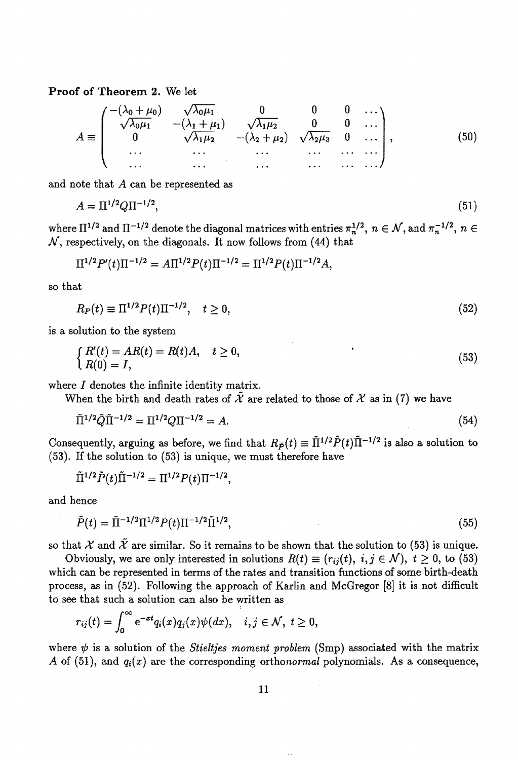**Proof of Theorem 2.** We let

$$
A \equiv \begin{pmatrix} -(\lambda_0+\mu_0) & \sqrt{\lambda_0\mu_1} & 0 & 0 & 0 & \dots \\ \sqrt{\lambda_0\mu_1} & -(\lambda_1+\mu_1) & \sqrt{\lambda_1\mu_2} & 0 & 0 & \dots \\ 0 & \sqrt{\lambda_1\mu_2} & -(\lambda_2+\mu_2) & \sqrt{\lambda_2\mu_3} & 0 & \dots \\ \dots & \dots & \dots & \dots & \dots & \dots \\ \dots & \dots & \dots & \dots & \dots & \dots \end{pmatrix}, \tag{50}
$$

and note that $A$ can be represented as

$$
A = \Pi^{1/2} Q \Pi^{-1/2}, \tag{51}
$$

where $\Pi^{1/2}$ and $\Pi^{-1/2}$ denote the diagonal matrices with entries $\pi_n^{1/2}$, $n \in \mathcal{N}$, and $\pi_n^{-1/2}$, $n \in \mathcal{N}$, respectively, on the diagonals. It now follows from (44) that

$$
\Pi^{1/2} P'(t) \Pi^{-1/2} = A \Pi^{1/2} P(t) \Pi^{-1/2} = \Pi^{1/2} P(t) \Pi^{-1/2} A,
$$

so that

$$
R_P(t) \equiv \Pi^{1/2} P(t) \Pi^{-1/2}, \quad t \geq 0, \tag{52}
$$

is a solution to the system

$$
\begin{cases} R'(t) = AR(t) = R(t)A, & t \geq 0, \\ R(0) = I, \end{cases} \tag{53}
$$

where $I$ denotes the infinite identity matrix.

When the birth and death rates of $\tilde{\mathcal{X}}$ are related to those of $\mathcal{X}$ as in (7) we have

$$
\tilde{\Pi}^{1/2} \tilde{Q} \tilde{\Pi}^{-1/2} = \Pi^{1/2} Q \Pi^{-1/2} = A. \tag{54}
$$

Consequently, arguing as before, we find that $R_{\tilde{P}}(t) \equiv \tilde{\Pi}^{1/2} \tilde{P}(t) \tilde{\Pi}^{-1/2}$ is also a solution to (53). If the solution to (53) is unique, we must therefore have

$$
\tilde{\Pi}^{1/2} \tilde{P}(t) \tilde{\Pi}^{-1/2} = \Pi^{1/2} P(t) \Pi^{-1/2},
$$

and hence

$$
\tilde{P}(t) = \tilde{\Pi}^{-1/2} \Pi^{1/2} P(t) \Pi^{-1/2} \tilde{\Pi}^{1/2}, \tag{55}
$$

so that $\mathcal{X}$ and $\tilde{\mathcal{X}}$ are similar. So it remains to be shown that the solution to (53) is unique.

Obviously, we are only interested in solutions $R(t) \equiv (r_{ij}(t),\ i,j \in \mathcal{N})$, $t \geq 0$, to (53) which can be represented in terms of the rates and transition functions of some birth-death process, as in (52). Following the approach of Karlin and McGregor [8] it is not difficult to see that such a solution can also be written as

$$
r_{ij}(t) = \int_0^\infty e^{-xt} q_i(x) q_j(x) \psi(dx), \quad i,j \in \mathcal{N},\ t \geq 0,
$$

where $\psi$ is a solution of the *Stieltjes moment problem* (Smp) associated with the matrix $A$ of (51), and $q_i(x)$ are the corresponding ortho*normal* polynomials. As a consequence,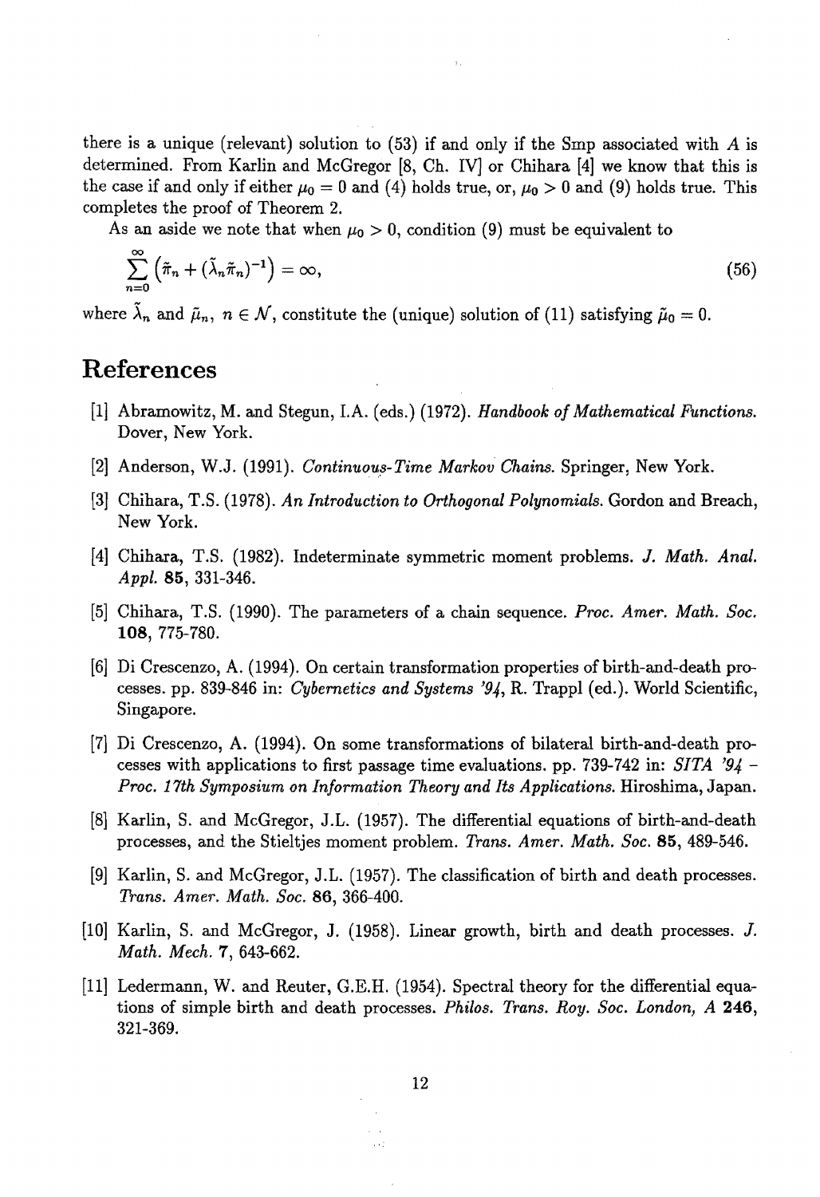there is a unique (relevant) solution to (53) if and only if the Smp associated with $A$ is determined. From Karlin and McGregor [8, Ch. IV] or Chihara [4] we know that this is the case if and only if either $\mu_0 = 0$ and (4) holds true, or, $\mu_0 > 0$ and (9) holds true. This completes the proof of Theorem 2.

As an aside we note that when $\mu_0 > 0$, condition (9) must be equivalent to

$$\sum_{n=0}^{\infty} \left(\tilde{\pi}_n + (\tilde{\lambda}_n \tilde{\pi}_n)^{-1}\right) = \infty, \tag{56}$$

where $\tilde{\lambda}_n$ and $\tilde{\mu}_n$, $n \in \mathcal{N}$, constitute the (unique) solution of (11) satisfying $\tilde{\mu}_0 = 0$.

# References

[1] Abramowitz, M. and Stegun, I.A. (eds.) (1972). *Handbook of Mathematical Functions.* Dover, New York.

[2] Anderson, W.J. (1991). *Continuous-Time Markov Chains.* Springer, New York.

[3] Chihara, T.S. (1978). *An Introduction to Orthogonal Polynomials.* Gordon and Breach, New York.

[4] Chihara, T.S. (1982). Indeterminate symmetric moment problems. *J. Math. Anal. Appl.* **85**, 331-346.

[5] Chihara, T.S. (1990). The parameters of a chain sequence. *Proc. Amer. Math. Soc.* **108**, 775-780.

[6] Di Crescenzo, A. (1994). On certain transformation properties of birth-and-death processes. pp. 839-846 in: *Cybernetics and Systems '94*, R. Trappl (ed.). World Scientific, Singapore.

[7] Di Crescenzo, A. (1994). On some transformations of bilateral birth-and-death processes with applications to first passage time evaluations. pp. 739-742 in: *SITA '94 – Proc. 17th Symposium on Information Theory and Its Applications.* Hiroshima, Japan.

[8] Karlin, S. and McGregor, J.L. (1957). The differential equations of birth-and-death processes, and the Stieltjes moment problem. *Trans. Amer. Math. Soc.* **85**, 489-546.

[9] Karlin, S. and McGregor, J.L. (1957). The classification of birth and death processes. *Trans. Amer. Math. Soc.* **86**, 366-400.

[10] Karlin, S. and McGregor, J. (1958). Linear growth, birth and death processes. *J. Math. Mech.* **7**, 643-662.

[11] Ledermann, W. and Reuter, G.E.H. (1954). Spectral theory for the differential equations of simple birth and death processes. *Philos. Trans. Roy. Soc. London, A* **246**, 321-369.